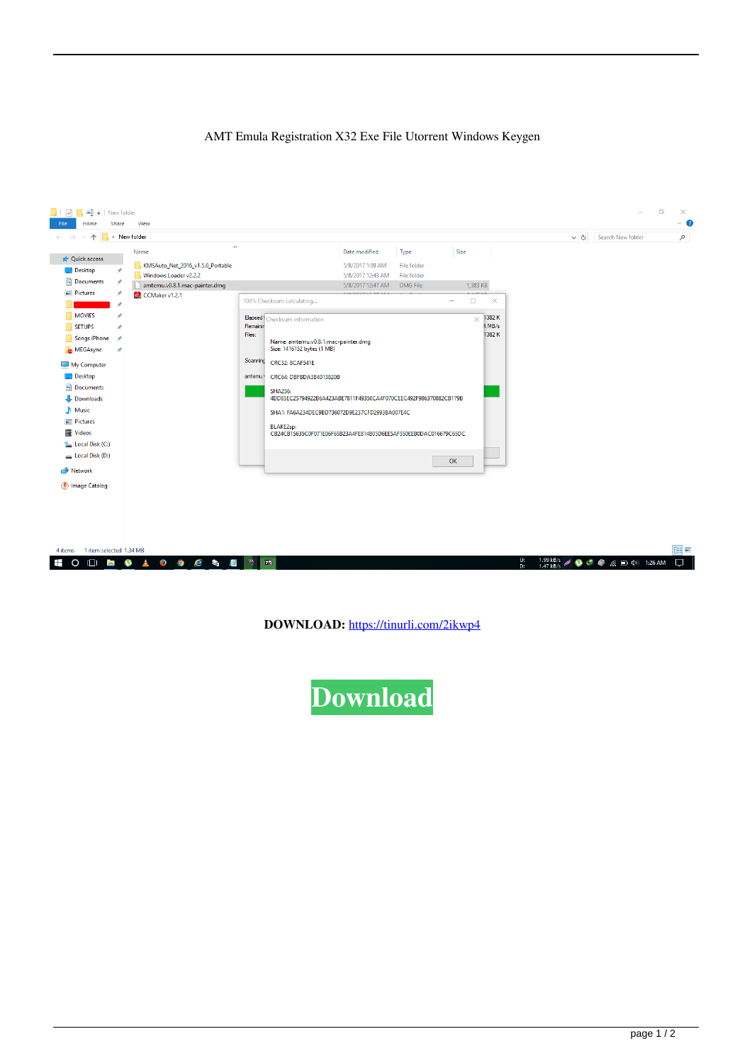AMT Emula Registration X32 Exe File Utorrent Windows Keygen

**DOWNLOAD:** https://tinurli.com/2ikwp4

Download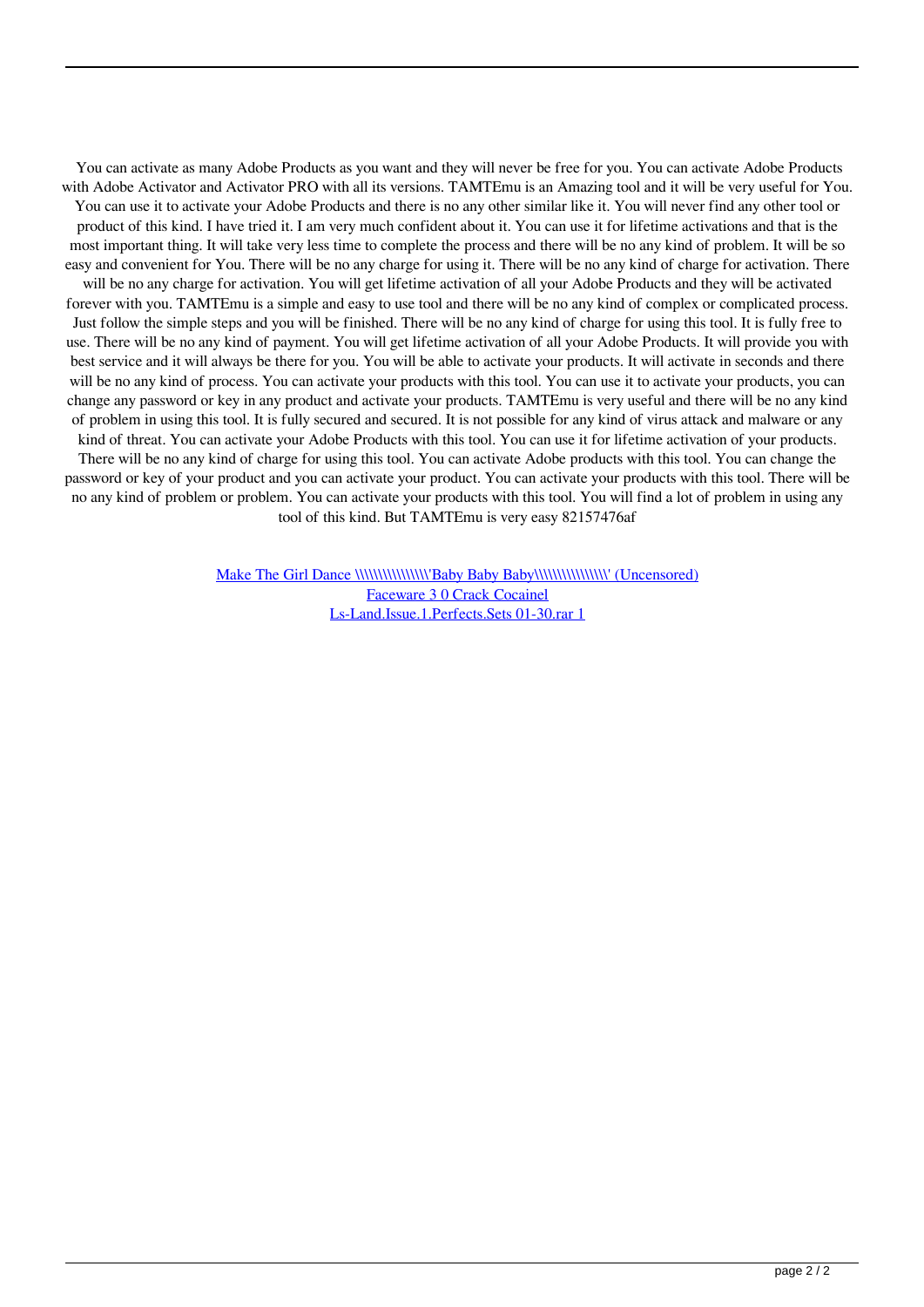You can activate as many Adobe Products as you want and they will never be free for you. You can activate Adobe Products with Adobe Activator and Activator PRO with all its versions. TAMTEmu is an Amazing tool and it will be very useful for You. You can use it to activate your Adobe Products and there is no any other similar like it. You will never find any other tool or product of this kind. I have tried it. I am very much confident about it. You can use it for lifetime activations and that is the most important thing. It will take very less time to complete the process and there will be no any kind of problem. It will be so easy and convenient for You. There will be no any charge for using it. There will be no any kind of charge for activation. There will be no any charge for activation. You will get lifetime activation of all your Adobe Products and they will be activated forever with you. TAMTEmu is a simple and easy to use tool and there will be no any kind of complex or complicated process. Just follow the simple steps and you will be finished. There will be no any kind of charge for using this tool. It is fully free to use. There will be no any kind of payment. You will get lifetime activation of all your Adobe Products. It will provide you with best service and it will always be there for you. You will be able to activate your products. It will activate in seconds and there will be no any kind of process. You can activate your products with this tool. You can use it to activate your products, you can change any password or key in any product and activate your products. TAMTEmu is very useful and there will be no any kind of problem in using this tool. It is fully secured and secured. It is not possible for any kind of virus attack and malware or any kind of threat. You can activate your Adobe Products with this tool. You can use it for lifetime activation of your products. There will be no any kind of charge for using this tool. You can activate Adobe products with this tool. You can change the password or key of your product and you can activate your product. You can activate your products with this tool. There will be no any kind of problem or problem. You can activate your products with this tool. You will find a lot of problem in using any tool of this kind. But TAMTEmu is very easy 82157476af

Make The Girl Dance \\\\\\\\\\\\\\\\'Baby Baby Baby\\\\\\\\\\\\\\\\' (Uncensored)
Faceware 3 0 Crack Cocainel
Ls-Land.Issue.1.Perfects.Sets 01-30.rar 1